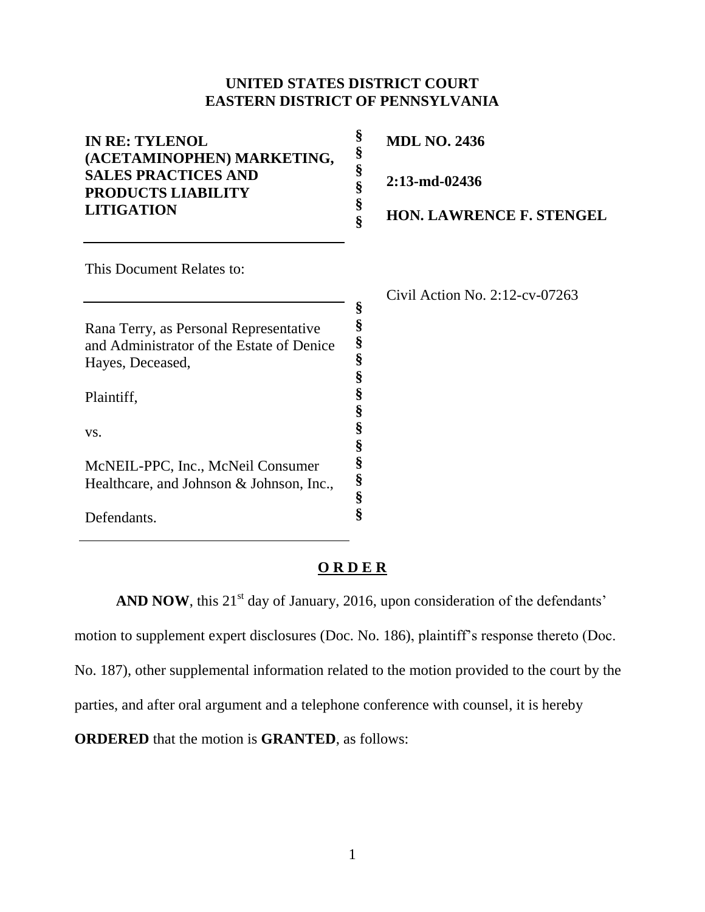**UNITED STATES DISTRICT COURT**
**EASTERN DISTRICT OF PENNSYLVANIA**

| | | |
|---|---|---|
| **IN RE: TYLENOL (ACETAMINOPHEN) MARKETING, SALES PRACTICES AND PRODUCTS LIABILITY LITIGATION** | § § § § § § | **MDL NO. 2436** <br> **2:13-md-02436** <br> **HON. LAWRENCE F. STENGEL** |

This Document Relates to:

| | | |
|---|---|---|
| Rana Terry, as Personal Representative and Administrator of the Estate of Denice Hayes, Deceased, <br><br> Plaintiff, <br><br> vs. <br><br> McNEIL-PPC, Inc., McNeil Consumer Healthcare, and Johnson & Johnson, Inc., <br><br> Defendants. | § § § § § § § § § § § § § | Civil Action No. 2:12-cv-07263 |

**O R D E R**

**AND NOW**, this 21st day of January, 2016, upon consideration of the defendants' motion to supplement expert disclosures (Doc. No. 186), plaintiff's response thereto (Doc. No. 187), other supplemental information related to the motion provided to the court by the parties, and after oral argument and a telephone conference with counsel, it is hereby **ORDERED** that the motion is **GRANTED**, as follows: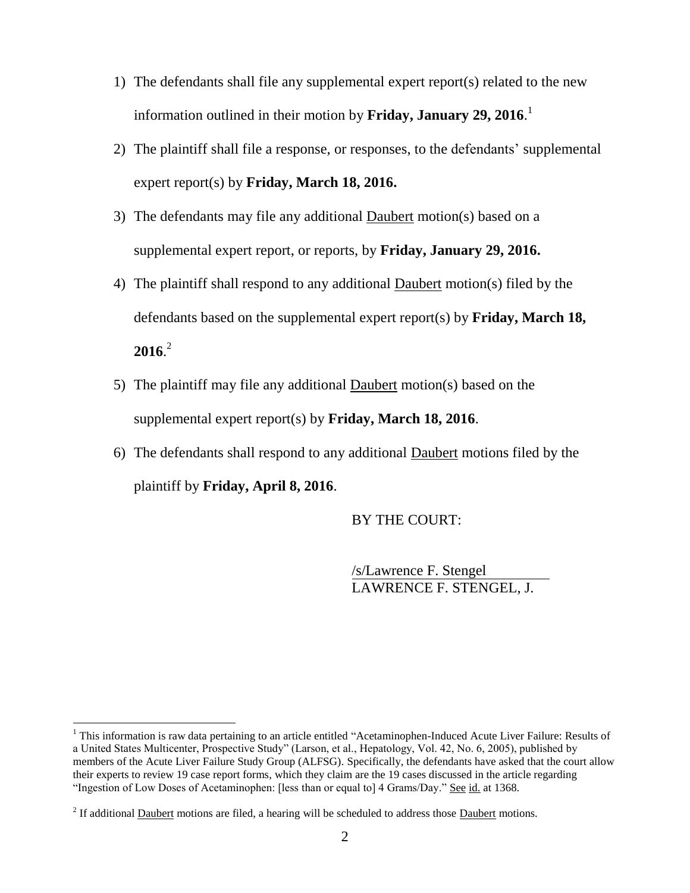1) The defendants shall file any supplemental expert report(s) related to the new information outlined in their motion by **Friday, January 29, 2016**.[1]

2) The plaintiff shall file a response, or responses, to the defendants' supplemental expert report(s) by **Friday, March 18, 2016.**

3) The defendants may file any additional Daubert motion(s) based on a supplemental expert report, or reports, by **Friday, January 29, 2016.**

4) The plaintiff shall respond to any additional Daubert motion(s) filed by the defendants based on the supplemental expert report(s) by **Friday, March 18, 2016**.[2]

5) The plaintiff may file any additional Daubert motion(s) based on the supplemental expert report(s) by **Friday, March 18, 2016**.

6) The defendants shall respond to any additional Daubert motions filed by the plaintiff by **Friday, April 8, 2016**.

BY THE COURT:

/s/Lawrence F. Stengel
LAWRENCE F. STENGEL, J.

---

[1] This information is raw data pertaining to an article entitled "Acetaminophen-Induced Acute Liver Failure: Results of a United States Multicenter, Prospective Study" (Larson, et al., Hepatology, Vol. 42, No. 6, 2005), published by members of the Acute Liver Failure Study Group (ALFSG). Specifically, the defendants have asked that the court allow their experts to review 19 case report forms, which they claim are the 19 cases discussed in the article regarding "Ingestion of Low Doses of Acetaminophen: [less than or equal to] 4 Grams/Day." See id. at 1368.

[2] If additional Daubert motions are filed, a hearing will be scheduled to address those Daubert motions.